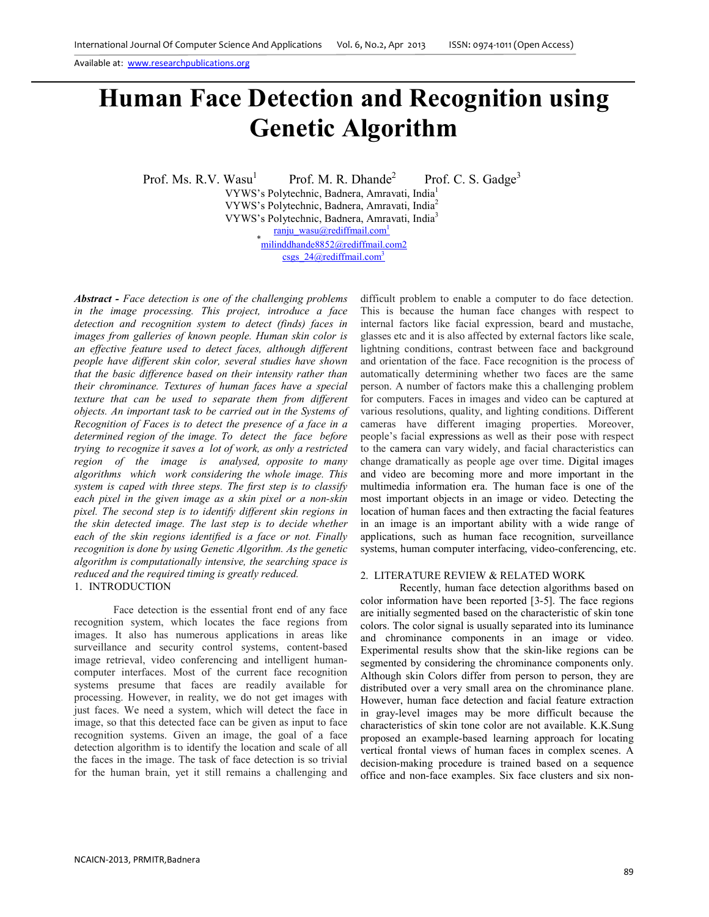# Human Face Detection and Recognition using Genetic Algorithm

Prof. Ms. R.V. Wasu[1] Prof. M. R. Dhande[2] Prof. C. S. Gadge[3]

VYWS's Polytechnic, Badnera, Amravati, India[1]
VYWS's Polytechnic, Badnera, Amravati, India[2]
VYWS's Polytechnic, Badnera, Amravati, India[3]
ranju_wasu@rediffmail.com[1]
*milinddhande8852@rediffmail.com2
csgs_24@rediffmail.com[3]

***Abstract -*** *Face detection is one of the challenging problems in the image processing. This project, introduce a face detection and recognition system to detect (finds) faces in images from galleries of known people. Human skin color is an effective feature used to detect faces, although different people have different skin color, several studies have shown that the basic difference based on their intensity rather than their chrominance. Textures of human faces have a special texture that can be used to separate them from different objects. An important task to be carried out in the Systems of Recognition of Faces is to detect the presence of a face in a determined region of the image. To detect the face before trying to recognize it saves a lot of work, as only a restricted region of the image is analysed, opposite to many algorithms which work considering the whole image. This system is caped with three steps. The first step is to classify each pixel in the given image as a skin pixel or a non-skin pixel. The second step is to identify different skin regions in the skin detected image. The last step is to decide whether each of the skin regions identified is a face or not. Finally recognition is done by using Genetic Algorithm. As the genetic algorithm is computationally intensive, the searching space is reduced and the required timing is greatly reduced.*

## 1. INTRODUCTION

Face detection is the essential front end of any face recognition system, which locates the face regions from images. It also has numerous applications in areas like surveillance and security control systems, content-based image retrieval, video conferencing and intelligent human-computer interfaces. Most of the current face recognition systems presume that faces are readily available for processing. However, in reality, we do not get images with just faces. We need a system, which will detect the face in image, so that this detected face can be given as input to face recognition systems. Given an image, the goal of a face detection algorithm is to identify the location and scale of all the faces in the image. The task of face detection is so trivial for the human brain, yet it still remains a challenging and difficult problem to enable a computer to do face detection. This is because the human face changes with respect to internal factors like facial expression, beard and mustache, glasses etc and it is also affected by external factors like scale, lightning conditions, contrast between face and background and orientation of the face. Face recognition is the process of automatically determining whether two faces are the same person. A number of factors make this a challenging problem for computers. Faces in images and video can be captured at various resolutions, quality, and lighting conditions. Different cameras have different imaging properties. Moreover, people's facial expressions as well as their pose with respect to the camera can vary widely, and facial characteristics can change dramatically as people age over time. Digital images and video are becoming more and more important in the multimedia information era. The human face is one of the most important objects in an image or video. Detecting the location of human faces and then extracting the facial features in an image is an important ability with a wide range of applications, such as human face recognition, surveillance systems, human computer interfacing, video-conferencing, etc.

## 2. LITERATURE REVIEW & RELATED WORK

Recently, human face detection algorithms based on color information have been reported [3-5]. The face regions are initially segmented based on the characteristic of skin tone colors. The color signal is usually separated into its luminance and chrominance components in an image or video. Experimental results show that the skin-like regions can be segmented by considering the chrominance components only. Although skin Colors differ from person to person, they are distributed over a very small area on the chrominance plane. However, human face detection and facial feature extraction in gray-level images may be more difficult because the characteristics of skin tone color are not available. K.K.Sung proposed an example-based learning approach for locating vertical frontal views of human faces in complex scenes. A decision-making procedure is trained based on a sequence office and non-face examples. Six face clusters and six non-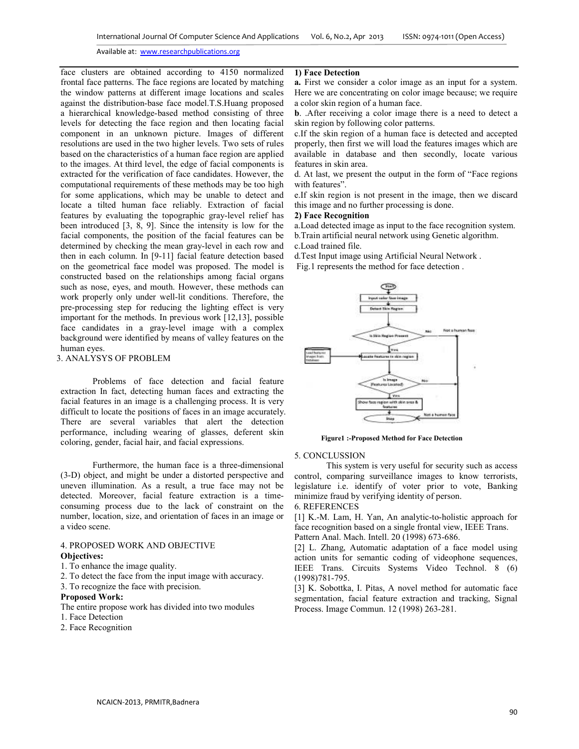face clusters are obtained according to 4150 normalized frontal face patterns. The face regions are located by matching the window patterns at different image locations and scales against the distribution-base face model.T.S.Huang proposed a hierarchical knowledge-based method consisting of three levels for detecting the face region and then locating facial component in an unknown picture. Images of different resolutions are used in the two higher levels. Two sets of rules based on the characteristics of a human face region are applied to the images. At third level, the edge of facial components is extracted for the verification of face candidates. However, the computational requirements of these methods may be too high for some applications, which may be unable to detect and locate a tilted human face reliably. Extraction of facial features by evaluating the topographic gray-level relief has been introduced [3, 8, 9]. Since the intensity is low for the facial components, the position of the facial features can be determined by checking the mean gray-level in each row and then in each column. In [9-11] facial feature detection based on the geometrical face model was proposed. The model is constructed based on the relationships among facial organs such as nose, eyes, and mouth. However, these methods can work properly only under well-lit conditions. Therefore, the pre-processing step for reducing the lighting effect is very important for the methods. In previous work [12,13], possible face candidates in a gray-level image with a complex background were identified by means of valley features on the human eyes.

## 3. ANALYSYS OF PROBLEM

Problems of face detection and facial feature extraction In fact, detecting human faces and extracting the facial features in an image is a challenging process. It is very difficult to locate the positions of faces in an image accurately. There are several variables that alert the detection performance, including wearing of glasses, deferent skin coloring, gender, facial hair, and facial expressions.

Furthermore, the human face is a three-dimensional (3-D) object, and might be under a distorted perspective and uneven illumination. As a result, a true face may not be detected. Moreover, facial feature extraction is a time-consuming process due to the lack of constraint on the number, location, size, and orientation of faces in an image or a video scene.

## 4. PROPOSED WORK AND OBJECTIVE

**Objectives:**

1. To enhance the image quality.
2. To detect the face from the input image with accuracy.
3. To recognize the face with precision.

**Proposed Work:**

The entire propose work has divided into two modules

1. Face Detection
2. Face Recognition

**1) Face Detection**

**a.** First we consider a color image as an input for a system. Here we are concentrating on color image because; we require a color skin region of a human face.

**b**. .After receiving a color image there is a need to detect a skin region by following color patterns.

c.If the skin region of a human face is detected and accepted properly, then first we will load the features images which are available in database and then secondly, locate various features in skin area.

d. At last, we present the output in the form of "Face regions with features".

e.If skin region is not present in the image, then we discard this image and no further processing is done.

**2) Face Recognition**

a.Load detected image as input to the face recognition system.

b.Train artificial neural network using Genetic algorithm.

c.Load trained file.

d.Test Input image using Artificial Neural Network .

Fig.1 represents the method for face detection .

**Figure1 :-Proposed Method for Face Detection**

## 5. CONCLUSSION

This system is very useful for security such as access control, comparing surveillance images to know terrorists, legislature i.e. identify of voter prior to vote, Banking minimize fraud by verifying identity of person.

## 6. REFERENCES

[1] K.-M. Lam, H. Yan, An analytic-to-holistic approach for face recognition based on a single frontal view, IEEE Trans. Pattern Anal. Mach. Intell. 20 (1998) 673-686.

[2] L. Zhang, Automatic adaptation of a face model using action units for semantic coding of videophone sequences, IEEE Trans. Circuits Systems Video Technol. 8 (6) (1998)781-795.

[3] K. Sobottka, I. Pitas, A novel method for automatic face segmentation, facial feature extraction and tracking, Signal Process. Image Commun. 12 (1998) 263-281.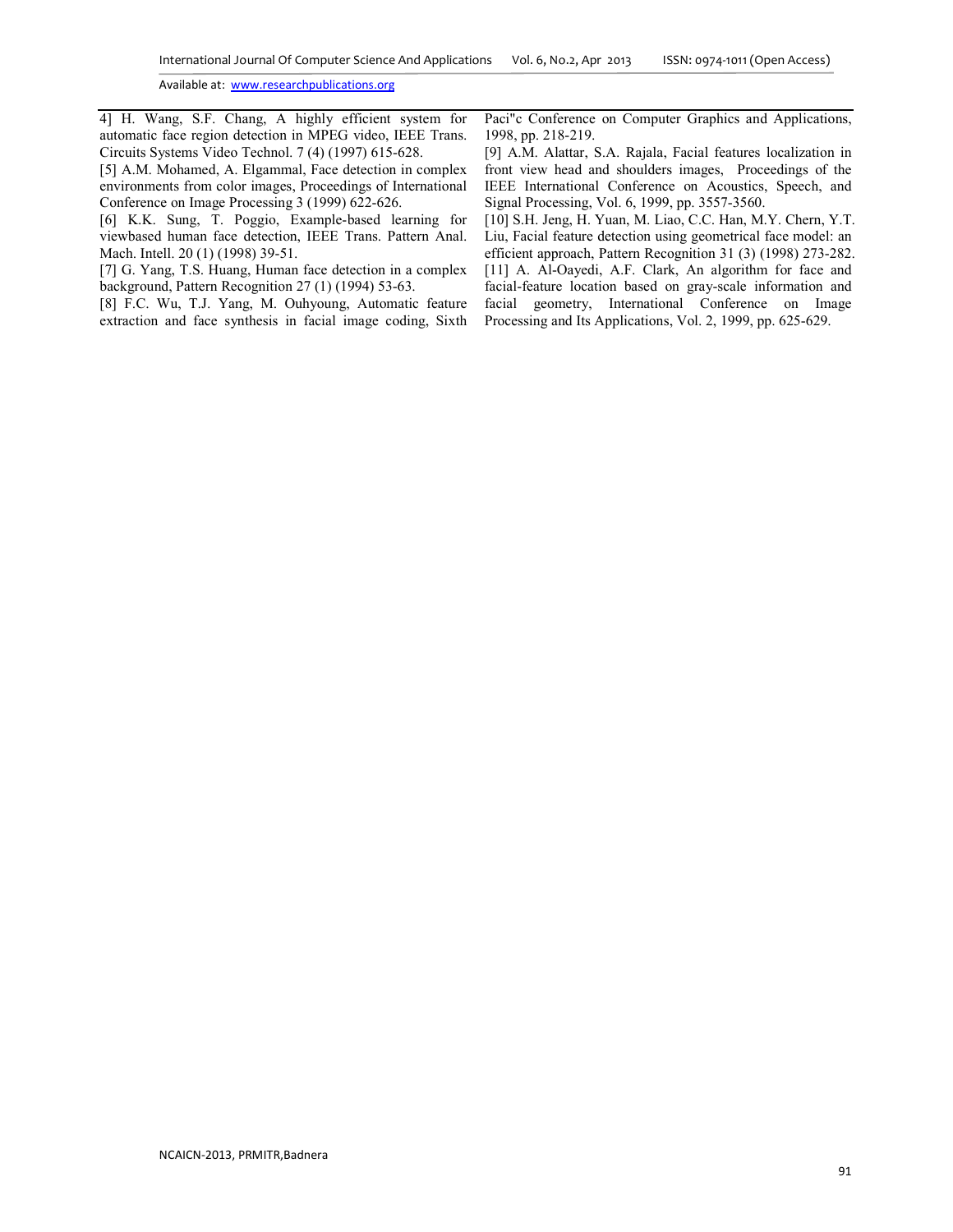4] H. Wang, S.F. Chang, A highly efficient system for automatic face region detection in MPEG video, IEEE Trans. Circuits Systems Video Technol. 7 (4) (1997) 615-628.

[5] A.M. Mohamed, A. Elgammal, Face detection in complex environments from color images, Proceedings of International Conference on Image Processing 3 (1999) 622-626.

[6] K.K. Sung, T. Poggio, Example-based learning for viewbased human face detection, IEEE Trans. Pattern Anal. Mach. Intell. 20 (1) (1998) 39-51.

[7] G. Yang, T.S. Huang, Human face detection in a complex background, Pattern Recognition 27 (1) (1994) 53-63.

[8] F.C. Wu, T.J. Yang, M. Ouhyoung, Automatic feature extraction and face synthesis in facial image coding, Sixth Paci"c Conference on Computer Graphics and Applications, 1998, pp. 218-219.

[9] A.M. Alattar, S.A. Rajala, Facial features localization in front view head and shoulders images, Proceedings of the IEEE International Conference on Acoustics, Speech, and Signal Processing, Vol. 6, 1999, pp. 3557-3560.

[10] S.H. Jeng, H. Yuan, M. Liao, C.C. Han, M.Y. Chern, Y.T. Liu, Facial feature detection using geometrical face model: an efficient approach, Pattern Recognition 31 (3) (1998) 273-282.

[11] A. Al-Oayedi, A.F. Clark, An algorithm for face and facial-feature location based on gray-scale information and facial geometry, International Conference on Image Processing and Its Applications, Vol. 2, 1999, pp. 625-629.